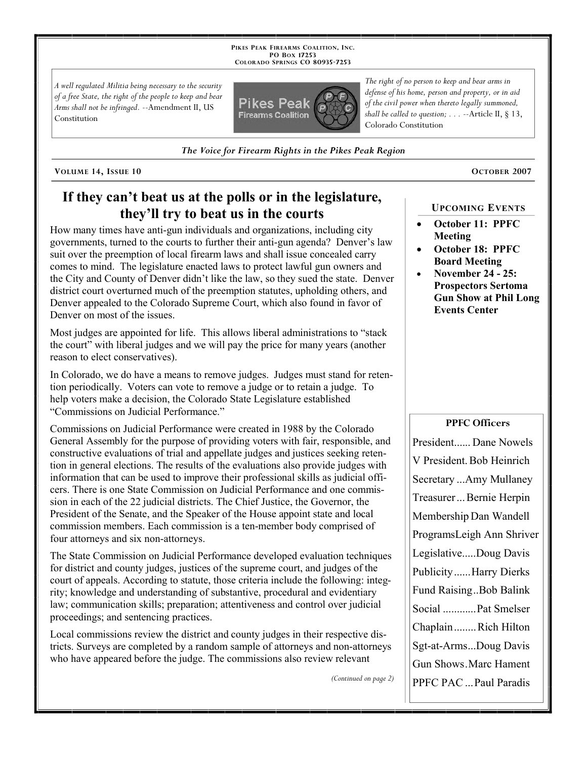PIKES PEAK FIREARMS COALITION, INC.
PO BOX 17253
COLORADO SPRINGS CO 80935-7253

*A well regulated Militia being necessary to the security of a free State, the right of the people to keep and bear Arms shall not be infringed.* --Amendment II, US Constitution

*The right of no person to keep and bear arms in defense of his home, person and property, or in aid of the civil power when thereto legally summoned, shall be called to question; . . .* --Article II, § 13, Colorado Constitution

*The Voice for Firearm Rights in the Pikes Peak Region*

VOLUME 14, ISSUE 10 — OCTOBER 2007

# If they can't beat us at the polls or in the legislature, they'll try to beat us in the courts

How many times have anti-gun individuals and organizations, including city governments, turned to the courts to further their anti-gun agenda? Denver's law suit over the preemption of local firearm laws and shall issue concealed carry comes to mind. The legislature enacted laws to protect lawful gun owners and the City and County of Denver didn't like the law, so they sued the state. Denver district court overturned much of the preemption statutes, upholding others, and Denver appealed to the Colorado Supreme Court, which also found in favor of Denver on most of the issues.

Most judges are appointed for life. This allows liberal administrations to "stack the court" with liberal judges and we will pay the price for many years (another reason to elect conservatives).

In Colorado, we do have a means to remove judges. Judges must stand for retention periodically. Voters can vote to remove a judge or to retain a judge. To help voters make a decision, the Colorado State Legislature established "Commissions on Judicial Performance."

Commissions on Judicial Performance were created in 1988 by the Colorado General Assembly for the purpose of providing voters with fair, responsible, and constructive evaluations of trial and appellate judges and justices seeking retention in general elections. The results of the evaluations also provide judges with information that can be used to improve their professional skills as judicial officers. There is one State Commission on Judicial Performance and one commission in each of the 22 judicial districts. The Chief Justice, the Governor, the President of the Senate, and the Speaker of the House appoint state and local commission members. Each commission is a ten-member body comprised of four attorneys and six non-attorneys.

The State Commission on Judicial Performance developed evaluation techniques for district and county judges, justices of the supreme court, and judges of the court of appeals. According to statute, those criteria include the following: integrity; knowledge and understanding of substantive, procedural and evidentiary law; communication skills; preparation; attentiveness and control over judicial proceedings; and sentencing practices.

Local commissions review the district and county judges in their respective districts. Surveys are completed by a random sample of attorneys and non-attorneys who have appeared before the judge. The commissions also review relevant

*(Continued on page 2)*

## UPCOMING EVENTS

- **October 11: PPFC Meeting**
- **October 18: PPFC Board Meeting**
- **November 24 - 25: Prospectors Sertoma Gun Show at Phil Long Events Center**

## PPFC Officers

President...... Dane Nowels
V President. Bob Heinrich
Secretary ...Amy Mullaney
Treasurer ... Bernie Herpin
Membership Dan Wandell
ProgramsLeigh Ann Shriver
Legislative.....Doug Davis
Publicity......Harry Dierks
Fund Raising..Bob Balink
Social ............Pat Smelser
Chaplain........Rich Hilton
Sgt-at-Arms...Doug Davis
Gun Shows.Marc Hament
PPFC PAC ...Paul Paradis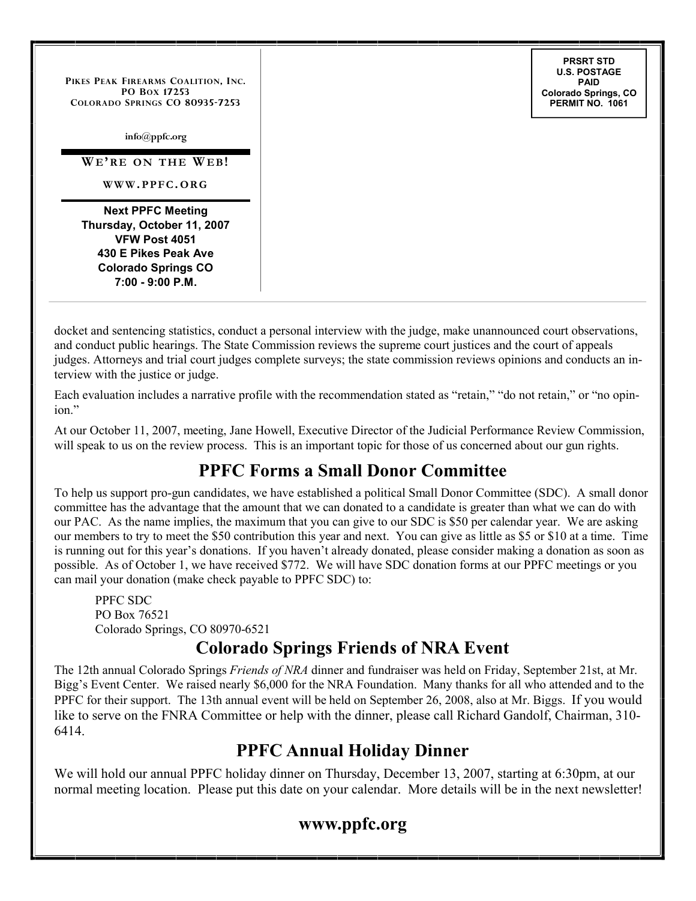PIKES PEAK FIREARMS COALITION, INC.
PO BOX 17253
COLORADO SPRINGS CO 80935-7253

info@ppfc.org

**WE'RE ON THE WEB!**

**WWW.PPFC.ORG**

**Next PPFC Meeting**
**Thursday, October 11, 2007**
**VFW Post 4051**
**430 E Pikes Peak Ave**
**Colorado Springs CO**
**7:00 - 9:00 P.M.**

**PRSRT STD**
**U.S. POSTAGE**
**PAID**
**Colorado Springs, CO**
**PERMIT NO. 1061**

docket and sentencing statistics, conduct a personal interview with the judge, make unannounced court observations, and conduct public hearings. The State Commission reviews the supreme court justices and the court of appeals judges. Attorneys and trial court judges complete surveys; the state commission reviews opinions and conducts an interview with the justice or judge.

Each evaluation includes a narrative profile with the recommendation stated as "retain," "do not retain," or "no opinion."

At our October 11, 2007, meeting, Jane Howell, Executive Director of the Judicial Performance Review Commission, will speak to us on the review process. This is an important topic for those of us concerned about our gun rights.

## PPFC Forms a Small Donor Committee

To help us support pro-gun candidates, we have established a political Small Donor Committee (SDC). A small donor committee has the advantage that the amount that we can donated to a candidate is greater than what we can do with our PAC. As the name implies, the maximum that you can give to our SDC is $50 per calendar year. We are asking our members to try to meet the $50 contribution this year and next. You can give as little as $5 or $10 at a time. Time is running out for this year's donations. If you haven't already donated, please consider making a donation as soon as possible. As of October 1, we have received $772. We will have SDC donation forms at our PPFC meetings or you can mail your donation (make check payable to PPFC SDC) to:

PPFC SDC
PO Box 76521
Colorado Springs, CO 80970-6521

## Colorado Springs Friends of NRA Event

The 12th annual Colorado Springs *Friends of NRA* dinner and fundraiser was held on Friday, September 21st, at Mr. Bigg's Event Center. We raised nearly $6,000 for the NRA Foundation. Many thanks for all who attended and to the PPFC for their support. The 13th annual event will be held on September 26, 2008, also at Mr. Biggs. If you would like to serve on the FNRA Committee or help with the dinner, please call Richard Gandolf, Chairman, 310-6414.

## PPFC Annual Holiday Dinner

We will hold our annual PPFC holiday dinner on Thursday, December 13, 2007, starting at 6:30pm, at our normal meeting location. Please put this date on your calendar. More details will be in the next newsletter!

**www.ppfc.org**